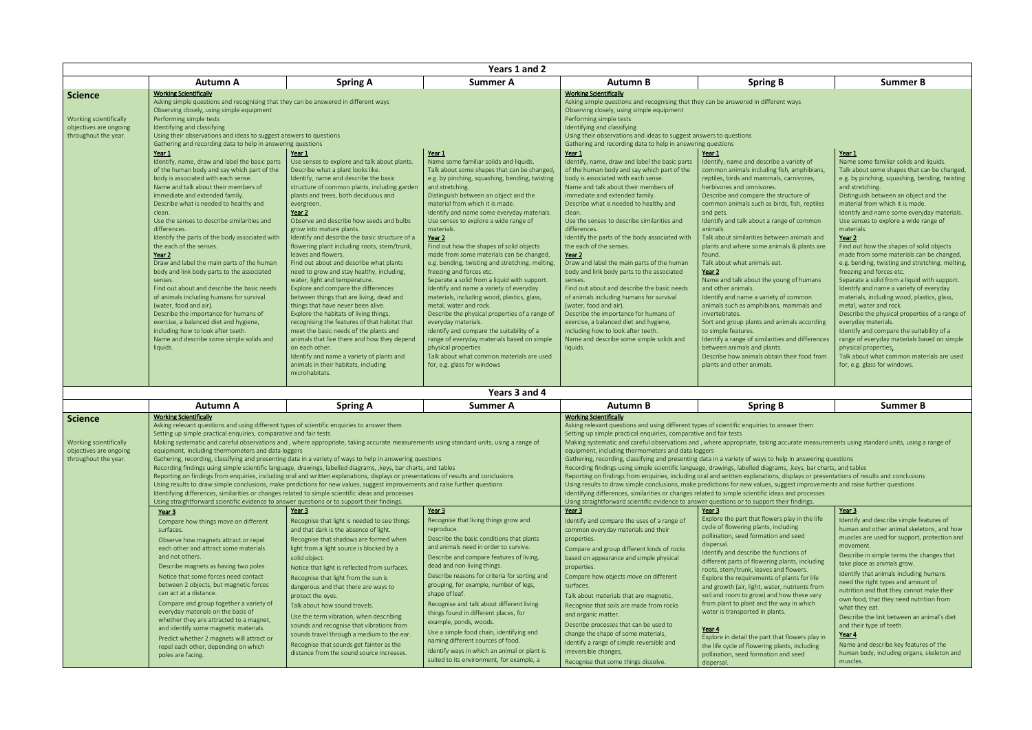## Years 1 and 2

| | Autumn A | Spring A | Summer A | Autumn B | Spring B | Summer B |
|---|---|---|---|---|---|---|
| **Science**<br><br>Working scientifically objectives are ongoing throughout the year. | **Working Scientifically**<br>Asking simple questions and recognising that they can be answered in different ways<br>Observing closely, using simple equipment<br>Performing simple tests<br>Identifying and classifying<br>Using their observations and ideas to suggest answers to questions<br>Gathering and recording data to help in answering questions | | | **Working Scientifically**<br>Asking simple questions and recognising that they can be answered in different ways<br>Observing closely, using simple equipment<br>Performing simple tests<br>Identifying and classifying<br>Using their observations and ideas to suggest answers to questions<br>Gathering and recording data to help in answering questions | | |
| | Year 1<br>Identify, name, draw and label the basic parts of the human body and say which part of the body is associated with each sense.<br>Name and talk about their members of immediate and extended family.<br>Describe what is needed to healthy and clean.<br>Use the senses to describe similarities and differences.<br>Identify the parts of the body associated with the each of the senses.<br>Year 2<br>Draw and label the main parts of the human body and link body parts to the associated senses.<br>Find out about and describe the basic needs of animals including humans for survival (water, food and air).<br>Describe the importance for humans of exercise, a balanced diet and hygiene, including how to look after teeth.<br>Name and describe some simple solids and liquids. | Year 1<br>Use senses to explore and talk about plants.<br>Describe what a plant looks like.<br>Identify, name and describe the basic structure of common plants, including garden plants and trees, both deciduous and evergreen.<br>Year 2<br>Observe and describe how seeds and bulbs grow into mature plants.<br>Identify and describe the basic structure of a flowering plant including roots, stem/trunk, leaves and flowers.<br>Find out about and describe what plants need to grow and stay healthy, including, water, light and temperature.<br>Explore and compare the differences between things that are living, dead and things that have never been alive.<br>Explore the habitats of living things, recognising the features of that habitat that meet the basic needs of the plants and animals that live there and how they depend on each other.<br>Identify and name a variety of plants and animals in their habitats, including microhabitats. | Year 1<br>Name some familiar solids and liquids.<br>Talk about some shapes that can be changed, e.g. by pinching, squashing, bending, twisting and stretching.<br>Distinguish between an object and the material from which it is made.<br>Identify and name some everyday materials.<br>Use senses to explore a wide range of materials.<br>Year 2<br>Find out how the shapes of solid objects made from some materials can be changed, e.g. bending, twisting and stretching. melting, freezing and forces etc.<br>Separate a solid from a liquid with support.<br>Identify and name a variety of everyday materials, including wood, plastics, glass, metal, water and rock.<br>Describe the physical properties of a range of everyday materials.<br>Identify and compare the suitability of a range of everyday materials based on simple physical properties<br>Talk about what common materials are used for, e.g. glass for windows | Year 1<br>Identify, name, draw and label the basic parts of the human body and say which part of the body is associated with each sense.<br>Name and talk about their members of immediate and extended family.<br>Describe what is needed to healthy and clean.<br>Use the senses to describe similarities and differences.<br>Identify the parts of the body associated with the each of the senses.<br>Year 2<br>Draw and label the main parts of the human body and link body parts to the associated senses.<br>Find out about and describe the basic needs of animals including humans for survival (water, food and air).<br>Describe the importance for humans of exercise, a balanced diet and hygiene, including how to look after teeth.<br>Name and describe some simple solids and liquids.<br>. | Year 1<br>Identify, name and describe a variety of common animals including fish, amphibians, reptiles, birds and mammals, carnivores, herbivores and omnivores.<br>Describe and compare the structure of common animals such as birds, fish, reptiles and pets.<br>Identify and talk about a range of common animals.<br>Talk about similarities between animals and plants and where some animals & plants are found.<br>Talk about what animals eat.<br>Year 2<br>Name and talk about the young of humans and other animals.<br>Identify and name a variety of common animals such as amphibians, mammals and invertebrates.<br>Sort and group plants and animals according to simple features.<br>Identify a range of similarities and differences between animals and plants.<br>Describe how animals obtain their food from plants and other animals. | Year 1<br>Name some familiar solids and liquids.<br>Talk about some shapes that can be changed, e.g. by pinching, squashing, bending, twisting and stretching.<br>Distinguish between an object and the material from which it is made.<br>Identify and name some everyday materials.<br>Use senses to explore a wide range of materials.<br>Year 2<br>Find out how the shapes of solid objects made from some materials can be changed, e.g. bending, twisting and stretching. melting, freezing and forces etc.<br>Separate a solid from a liquid with support.<br>Identify and name a variety of everyday materials, including wood, plastics, glass, metal, water and rock.<br>Describe the physical properties of a range of everyday materials.<br>Identify and compare the suitability of a range of everyday materials based on simple physical properties.<br>Talk about what common materials are used for, e.g. glass for windows. |

## Years 3 and 4

| | Autumn A | Spring A | Summer A | Autumn B | Spring B | Summer B |
|---|---|---|---|---|---|---|
| **Science**<br><br>Working scientifically objectives are ongoing throughout the year. | **Working Scientifically**<br>Asking relevant questions and using different types of scientific enquiries to answer them<br>Setting up simple practical enquiries, comparative and fair tests<br>Making systematic and careful observations and , where appropriate, taking accurate measurements using standard units, using a range of equipment, including thermometers and data loggers<br>Gathering, recording, classifying and presenting data in a variety of ways to help in answering questions<br>Recording findings using simple scientific language, drawings, labelled diagrams, ,keys, bar charts, and tables<br>Reporting on findings from enquiries, including oral and written explanations, displays or presentations of results and conclusions<br>Using results to draw simple conclusions, make predictions for new values, suggest improvements and raise further questions<br>Identifying differences, similarities or changes related to simple scientific ideas and processes<br>Using straightforward scientific evidence to answer questions or to support their findings. | | | **Working Scientifically**<br>Asking relevant questions and using different types of scientific enquiries to answer them<br>Setting up simple practical enquiries, comparative and fair tests<br>Making systematic and careful observations and , where appropriate, taking accurate measurements using standard units, using a range of equipment, including thermometers and data loggers<br>Gathering, recording, classifying and presenting data in a variety of ways to help in answering questions<br>Recording findings using simple scientific language, drawings, labelled diagrams, ,keys, bar charts, and tables<br>Reporting on findings from enquiries, including oral and written explanations, displays or presentations of results and conclusions<br>Using results to draw simple conclusions, make predictions for new values, suggest improvements and raise further questions<br>Identifying differences, similarities or changes related to simple scientific ideas and processes<br>Using straightforward scientific evidence to answer questions or to support their findings. | | |
| | Year 3<br>Compare how things move on different surfaces.<br>Observe how magnets attract or repel each other and attract some materials and not others.<br>Describe magnets as having two poles.<br>Notice that some forces need contact between 2 objects, but magnetic forces can act at a distance.<br>Compare and group together a variety of everyday materials on the basis of whether they are attracted to a magnet, and identify some magnetic materials.<br>Predict whether 2 magnets will attract or repel each other, depending on which poles are facing. | Year 3<br>Recognise that light is needed to see things and that dark is the absence of light.<br>Recognise that shadows are formed when light from a light source is blocked by a solid object.<br>Notice that light is reflected from surfaces.<br>Recognise that light from the sun is dangerous and that there are ways to protect the eyes.<br>Talk about how sound travels.<br>Use the term vibration, when describing sounds and recognise that vibrations from sounds travel through a medium to the ear.<br>Recognise that sounds get fainter as the distance from the sound source increases. | Year 3<br>Recognise that living things grow and reproduce.<br>Describe the basic conditions that plants and animals need in order to survive.<br>Describe and compare features of living, dead and non-living things.<br>Describe reasons for criteria for sorting and grouping, for example, number of legs, shape of leaf.<br>Recognise and talk about different living things found in different places, for example, ponds, woods.<br>Use a simple food chain, identifying and naming different sources of food.<br>Identify ways in which an animal or plant is suited to its environment, for example, a | Year 3<br>Identify and compare the uses of a range of common everyday materials and their properties.<br>Compare and group different kinds of rocks based on appearance and simple physical properties.<br>Compare how objects move on different surfaces.<br>Talk about materials that are magnetic.<br>Recognise that soils are made from rocks and organic matter.<br>Describe processes that can be used to change the shape of some materials,<br>Identify a range of simple reversible and irreversible changes,<br>Recognise that some things dissolve. | Year 3<br>Explore the part that flowers play in the life cycle of flowering plants, including pollination, seed formation and seed dispersal.<br>Identify and describe the functions of different parts of flowering plants, including roots, stem/trunk, leaves and flowers.<br>Explore the requirements of plants for life and growth (air, light, water, nutrients from soil and room to grow) and how these vary from plant to plant and the way in which water is transported in plants.<br>Year 4<br>Explore in detail the part that flowers play in the life cycle of flowering plants, including pollination, seed formation and seed dispersal. | Year 3<br>Identify and describe simple features of human and other animal skeletons, and how muscles are used for support, protection and movement.<br>Describe in simple terms the changes that take place as animals grow.<br>Identify that animals including humans need the right types and amount of nutrition and that they cannot make their own food, that they need nutrition from what they eat.<br>Describe the link between an animal's diet and their type of teeth.<br>Year 4<br>Name and describe key features of the human body, including organs, skeleton and muscles. |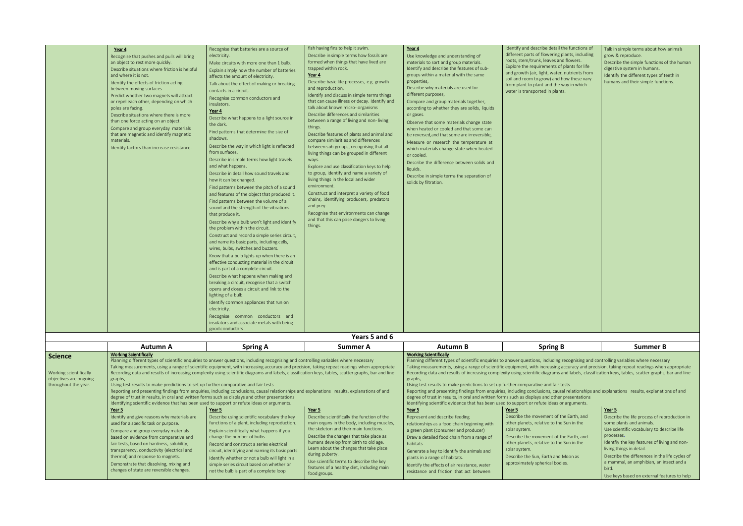| | Autumn A | Spring A | Summer A | Autumn B | Spring B | Summer B |
|---|---|---|---|---|---|---|
| | **Year 4**<br>Recognise that pushes and pulls will bring an object to rest more quickly.<br>Describe situations where friction is helpful and where it is not.<br>Identify the effects of friction acting between moving surfaces<br>Predict whether two magnets will attract or repel each other, depending on which poles are facing.<br>Describe situations where there is more than one force acting on an object.<br>Compare and group everyday materials that are magnetic and identify magnetic materials.<br>Identify factors than increase resistance. | Recognise that batteries are a source of electricity.<br>Make circuits with more one than 1 bulb.<br>Explain simply how the number of batteries affects the amount of electricity.<br>Talk about the effect of making or breaking contacts in a circuit.<br>Recognise common conductors and insulators.<br>**Year 4**<br>Describe what happens to a light source in the dark.<br>Find patterns that determine the size of shadows.<br>Describe the way in which light is reflected from surfaces.<br>Describe in simple terms how light travels and what happens.<br>Describe in detail how sound travels and how it can be changed.<br>Find patterns between the pitch of a sound and features of the object that produced it.<br>Find patterns between the volume of a sound and the strength of the vibrations that produce it.<br>Describe why a bulb won't light and identify the problem within the circuit.<br>Construct and record a simple series circuit, and name its basic parts, including cells, wires, bulbs, switches and buzzers.<br>Know that a bulb lights up when there is an effective conducting material in the circuit and is part of a complete circuit.<br>Describe what happens when making and breaking a circuit, recognise that a switch opens and closes a circuit and link to the lighting of a bulb.<br>Identify common appliances that run on electricity.<br>Recognise common conductors and insulators and associate metals with being good conductors | fish having fins to help it swim.<br>Describe in simple terms how fossils are formed when things that have lived are trapped within rock.<br>**Year 4**<br>Describe basic life processes, e.g. growth and reproduction.<br>Identify and discuss in simple terms things that can cause illness or decay. Identify and talk about known micro- organisms<br>Describe differences and similarities between a range of living and non- living things.<br>Describe features of plants and animal and compare similarities and differences between sub-groups, recognising that all living things can be grouped in different ways.<br>Explore and use classification keys to help to group, identify and name a variety of living things in the local and wider environment.<br>Construct and interpret a variety of food chains, identifying producers, predators and prey.<br>Recognise that environments can change and that this can pose dangers to living things. | **Year 4**<br>Use knowledge and understanding of materials to sort and group materials.<br>Identify and describe the features of sub-groups within a material with the same properties,<br>Describe why materials are used for different purposes,<br>Compare and group materials together, according to whether they are solids, liquids or gases.<br>Observe that some materials change state when heated or cooled and that some can be reversed,and that some are irreversible,<br>Measure or research the temperature at which materials change state when heated or cooled.<br>Describe the difference between solids and liquids.<br>Describe in simple terms the separation of solids by filtration. | Identify and describe detail the functions of different parts of flowering plants, including roots, stem/trunk, leaves and flowers.<br>Explore the requirements of plants for life and growth (air, light, water, nutrients from soil and room to grow) and how these vary from plant to plant and the way in which water is transported in plants. | Talk in simple terms about how animals grow & reproduce.<br>Describe the simple functions of the human digestive system in humans.<br>Identify the different types of teeth in humans and their simple functions. |

## Years 5 and 6

| | Autumn A | Spring A | Summer A | Autumn B | Spring B | Summer B |
|---|---|---|---|---|---|---|
| **Science**<br><br>Working scientifically objectives are ongoing throughout the year. | **Working Scientifically**<br>Planning different types of scientific enquiries to answer questions, including recognising and controlling variables where necessary<br>Taking measurements, using a range of scientific equipment, with increasing accuracy and precision, taking repeat readings when appropriate<br>Recording data and results of increasing complexity using scientific diagrams and labels, classification keys, tables, scatter graphs, bar and line graphs,<br>Using test results to make predictions to set up further comparative and fair tests<br>Reporting and presenting findings from enquiries, including conclusions, causal relationships and explanations results, explanations of and degree of trust in results, in oral and written forms such as displays and other presentations<br>Identifying scientific evidence that has been used to support or refute ideas or arguments. | | | **Working Scientifically**<br>Planning different types of scientific enquiries to answer questions, including recognising and controlling variables where necessary<br>Taking measurements, using a range of scientific equipment, with increasing accuracy and precision, taking repeat readings when appropriate<br>Recording data and results of increasing complexity using scientific diagrams and labels, classification keys, tables, scatter graphs, bar and line graphs,<br>Using test results to make predictions to set up further comparative and fair tests<br>Reporting and presenting findings from enquiries, including conclusions, causal relationships and explanations results, explanations of and degree of trust in results, in oral and written forms such as displays and other presentations<br>Identifying scientific evidence that has been used to support or refute ideas or arguments. | | |
| | **Year 5**<br>Identify and give reasons why materials are used for a specific task or purpose.<br>Compare and group everyday materials based on evidence from comparative and fair tests, based on hardness, solubility, transparency, conductivity (electrical and thermal) and response to magnets.<br>Demonstrate that dissolving, mixing and changes of state are reversible changes. | **Year 5**<br>Describe using scientific vocabulary the key functions of a plant, including reproduction.<br>Explain scientifically what happens if you change the number of bulbs.<br>Record and construct a series electrical circuit, identifying and naming its basic parts.<br>Identify whether or not a bulb will light in a simple series circuit based on whether or not the bulb is part of a complete loop | **Year 5**<br>Describe scientifically the function of the main organs in the body, including muscles, the skeleton and their main functions.<br>Describe the changes that take place as humans develop from birth to old age.<br>Learn about the changes that take place during puberty.<br>Use scientific terms to describe the key features of a healthy diet, including main food groups. | **Year 5**<br>Represent and describe feeding relationships as a food chain beginning with a green plant (consumer and producer)<br>Draw a detailed food chain from a range of habitats<br>Generate a key to identify the animals and plants in a range of habitats.<br>Identify the effects of air resistance, water resistance and friction that act between | **Year 5**<br>Describe the movement of the Earth, and other planets, relative to the Sun in the solar system.<br>Describe the movement of the Earth, and other planets, relative to the Sun in the solar system.<br>Describe the Sun, Earth and Moon as approximately spherical bodies. | **Year 5**<br>Describe the life process of reproduction in some plants and animals.<br>Use scientific vocabulary to describe life processes.<br>Identfiy the key features of living and non-living things in detail.<br>Describe the differences in the life cycles of a mammal, an amphibian, an insect and a bird.<br>Use keys based on external features to help |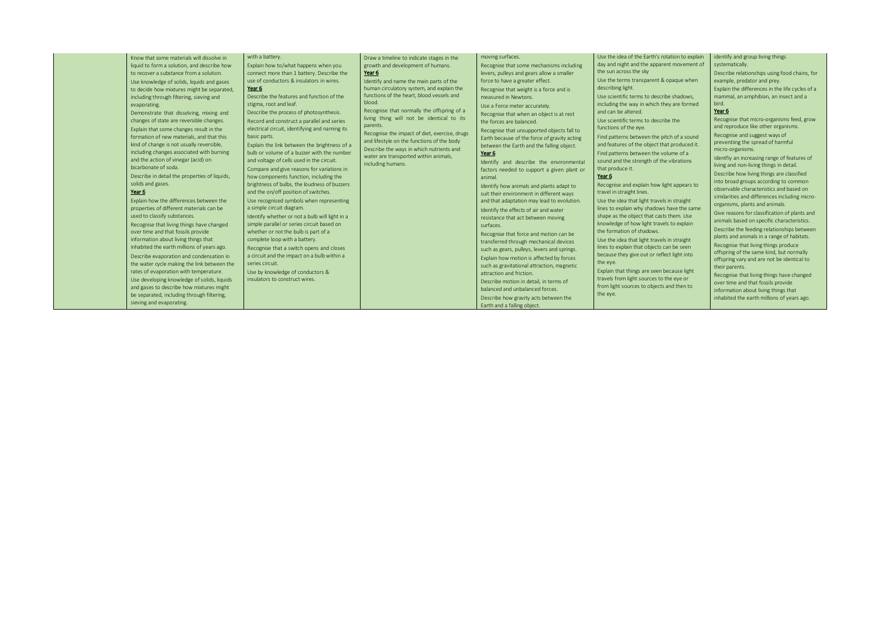| | | | | | | |
|---|---|---|---|---|---|---|
| | Know that some materials will dissolve in liquid to form a solution, and describe how to recover a substance from a solution.<br>Use knowledge of solids, liquids and gases to decide how mixtures might be separated, including through filtering, sieving and evaporating.<br>Demonstrate that dissolving, mixing and changes of state are reversible changes.<br>Explain that some changes result in the formation of new materials, and that this kind of change is not usually reversible, including changes associated with burning and the action of vinegar (acid) on bicarbonate of soda.<br>Describe in detail the properties of liquids, solids and gases.<br>**Year 6**<br>Explain how the differences between the properties of different materials can be used to classify substances.<br>Recognise that living things have changed over time and that fossils provide information about living things that inhabited the earth millions of years ago.<br>Describe evaporation and condensation in the water cycle making the link between the rates of evaporation with temperature.<br>Use developing knowledge of solids, liquids and gases to describe how mixtures might be separated, including through filtering, sieving and evaporating. | with a battery.<br>Explain how to/what happens when you connect more than 1 battery. Describe the use of conductors & insulators in wires.<br>**Year 6**<br>Describe the features and function of the stigma, root and leaf.<br>Describe the process of photosynthesis.<br>Record and construct a parallel and series electrical circuit, identifying and naming its basic parts.<br>Explain the link between the brightness of a bulb or volume of a buzzer with the number and voltage of cells used in the circuit.<br>Compare and give reasons for variations in how components function, including the brightness of bulbs, the loudness of buzzers and the on/off position of switches.<br>Use recognised symbols when representing a simple circuit diagram.<br>Identify whether or not a bulb will light in a simple parallel or series circuit based on whether or not the bulb is part of a complete loop with a battery.<br>Recognise that a switch opens and closes a circuit and the impact on a bulb within a series circuit.<br>Use by knowledge of conductors & insulators to construct wires. | Draw a timeline to indicate stages in the growth and development of humans.<br>**Year 6**<br>Identify and name the main parts of the human circulatory system, and explain the functions of the heart, blood vessels and blood.<br>Recognise that normally the offspring of a living thing will not be identical to its parents.<br>Recognise the impact of diet, exercise, drugs and lifestyle on the functions of the body<br>Describe the ways in which nutrients and water are transported within animals, including humans. | moving surfaces.<br>Recognise that some mechanisms including levers, pulleys and gears allow a smaller force to have a greater effect.<br>Recognise that weight is a force and is measured in Newtons.<br>Use a Force meter accurately.<br>Recognise that when an object is at rest the forces are balanced.<br>Recognise that unsupported objects fall to Earth because of the force of gravity acting between the Earth and the falling object.<br>**Year 6**<br>Identify and describe the environmental factors needed to support a given plant or animal.<br>Identify how animals and plants adapt to suit their environment in different ways and that adaptation may lead to evolution.<br>Identify the effects of air and water resistance that act between moving surfaces.<br>Recognise that force and motion can be transferred through mechanical devices such as gears, pulleys, levers and springs.<br>Explain how motion is affected by forces such as gravitational attraction, magnetic attraction and friction.<br>Describe motion in detail, in terms of balanced and unbalanced forces.<br>Describe how gravity acts between the Earth and a falling object. | Use the idea of the Earth's rotation to explain day and night and the apparent movement of the sun across the sky<br>Use the terms transparent & opaque when describing light.<br>Use scientific terms to describe shadows, including the way in which they are formed and can be altered.<br>Use scientific terms to describe the functions of the eye.<br>Find patterns between the pitch of a sound and features of the object that produced it.<br>Find patterns between the volume of a sound and the strength of the vibrations that produce it.<br>**Year 6**<br>Recognise and explain how light appears to travel in straight lines.<br>Use the idea that light travels in straight lines to explain why shadows have the same shape as the object that casts them. Use knowledge of how light travels to explain the formation of shadows.<br>Use the idea that light travels in straight lines to explain that objects can be seen because they give out or reflect light into the eye.<br>Explain that things are seen because light travels from light sources to the eye or from light sources to objects and then to the eye. | identify and group living things systematically.<br>Describe relationships using food chains, for example, predator and prey.<br>Explain the differences in the life cycles of a mammal, an amphibian, an insect and a bird.<br>**Year 6**<br>Recognise that micro-organisms feed, grow and reproduce like other organisms.<br>Recognise and suggest ways of preventiing the spread of harmful micro-organisms.<br>Identfiy an increasing range of features of living and non-living things in detail.<br>Describe how living things are classified into broad groups according to common observable characteristics and based on similarities and differences including micro-organisms, plants and animals.<br>Give reasons for classification of plants and animals based on specific characteristics.<br>Describe the feeding relationships between plants and animals in a range of habitats.<br>Recognise that living things produce offspring of the same kind, but normally offspring vary and are not identical to their parents.<br>Recognise that living things have changed over time and that fossils provide information about living things that inhabited the earth millions of years ago. |